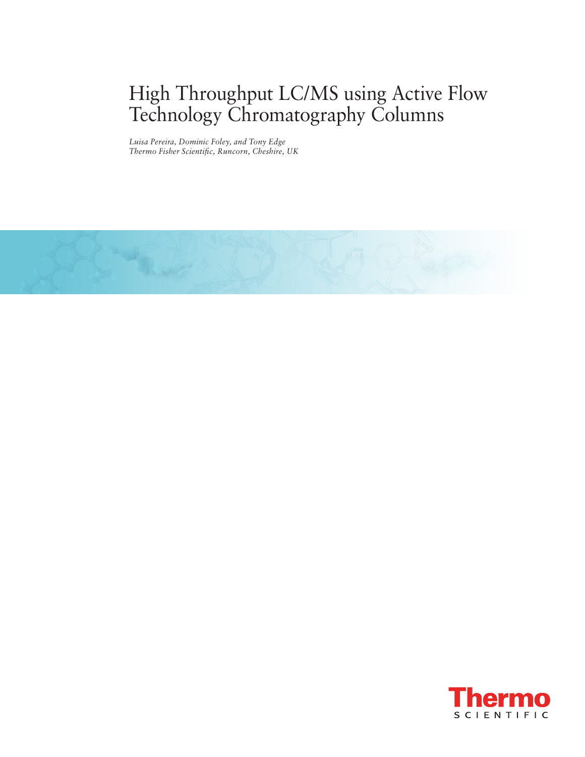# High Throughput LC/MS using Active Flow Technology Chromatography Columns

*Luisa Pereira, Dominic Foley, and Tony Edge*
*Thermo Fisher Scientific, Runcorn, Cheshire, UK*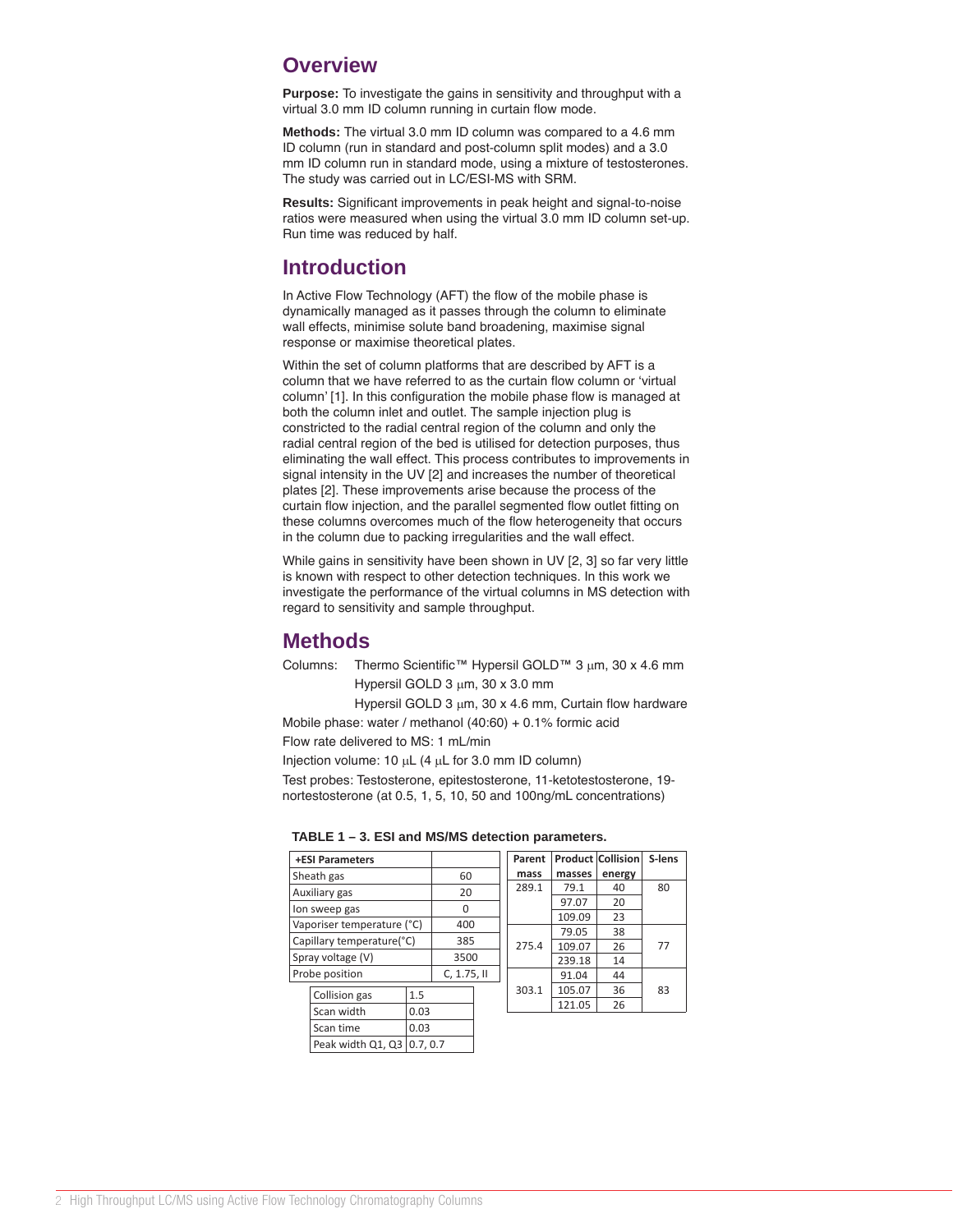## Overview

**Purpose:** To investigate the gains in sensitivity and throughput with a virtual 3.0 mm ID column running in curtain flow mode.

**Methods:** The virtual 3.0 mm ID column was compared to a 4.6 mm ID column (run in standard and post-column split modes) and a 3.0 mm ID column run in standard mode, using a mixture of testosterones. The study was carried out in LC/ESI-MS with SRM.

**Results:** Significant improvements in peak height and signal-to-noise ratios were measured when using the virtual 3.0 mm ID column set-up. Run time was reduced by half.

## Introduction

In Active Flow Technology (AFT) the flow of the mobile phase is dynamically managed as it passes through the column to eliminate wall effects, minimise solute band broadening, maximise signal response or maximise theoretical plates.

Within the set of column platforms that are described by AFT is a column that we have referred to as the curtain flow column or 'virtual column' [1]. In this configuration the mobile phase flow is managed at both the column inlet and outlet. The sample injection plug is constricted to the radial central region of the column and only the radial central region of the bed is utilised for detection purposes, thus eliminating the wall effect. This process contributes to improvements in signal intensity in the UV [2] and increases the number of theoretical plates [2]. These improvements arise because the process of the curtain flow injection, and the parallel segmented flow outlet fitting on these columns overcomes much of the flow heterogeneity that occurs in the column due to packing irregularities and the wall effect.

While gains in sensitivity have been shown in UV [2, 3] so far very little is known with respect to other detection techniques. In this work we investigate the performance of the virtual columns in MS detection with regard to sensitivity and sample throughput.

## Methods

Columns: Thermo Scientific™ Hypersil GOLD™ 3 µm, 30 x 4.6 mm
Hypersil GOLD 3 µm, 30 x 3.0 mm
Hypersil GOLD 3 µm, 30 x 4.6 mm, Curtain flow hardware

Mobile phase: water / methanol (40:60) + 0.1% formic acid

Flow rate delivered to MS: 1 mL/min

Injection volume: 10 µL (4 µL for 3.0 mm ID column)

Test probes: Testosterone, epitestosterone, 11-ketotestosterone, 19-nortestosterone (at 0.5, 1, 5, 10, 50 and 100ng/mL concentrations)

**TABLE 1 – 3. ESI and MS/MS detection parameters.**

| +ESI Parameters | |
|---|---|
| Sheath gas | 60 |
| Auxiliary gas | 20 |
| Ion sweep gas | 0 |
| Vaporiser temperature (°C) | 400 |
| Capillary temperature(°C) | 385 |
| Spray voltage (V) | 3500 |
| Probe position | C, 1.75, II |

| Collision gas | 1.5 |
|---|---|
| Scan width | 0.03 |
| Scan time | 0.03 |
| Peak width Q1, Q3 | 0.7, 0.7 |

| Parent mass | Product masses | Collision energy | S-lens |
|---|---|---|---|
| 289.1 | 79.1 | 40 | 80 |
| | 97.07 | 20 | |
| | 109.09 | 23 | |
| 275.4 | 79.05 | 38 | 77 |
| | 109.07 | 26 | |
| | 239.18 | 14 | |
| 303.1 | 91.04 | 44 | 83 |
| | 105.07 | 36 | |
| | 121.05 | 26 | |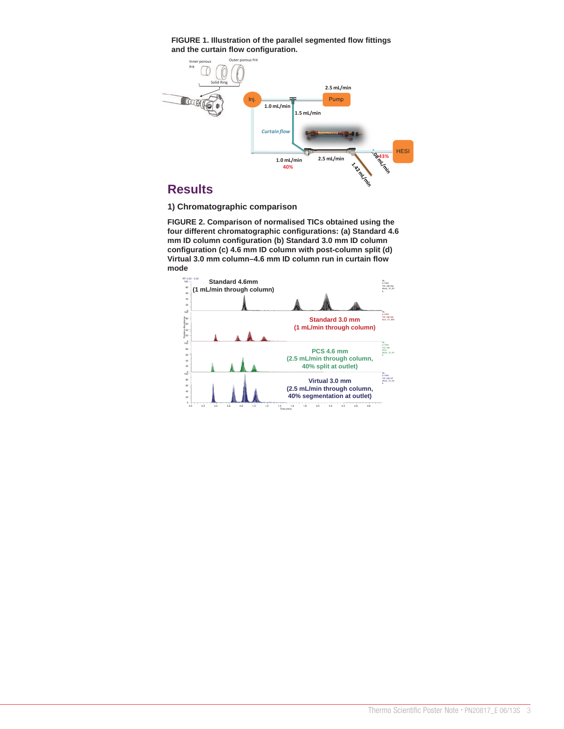**FIGURE 1. Illustration of the parallel segmented flow fittings and the curtain flow configuration.**

# Results

### 1) Chromatographic comparison

**FIGURE 2. Comparison of normalised TICs obtained using the four different chromatographic configurations: (a) Standard 4.6 mm ID column configuration (b) Standard 3.0 mm ID column configuration (c) 4.6 mm ID column with post-column split (d) Virtual 3.0 mm column–4.6 mm ID column run in curtain flow mode**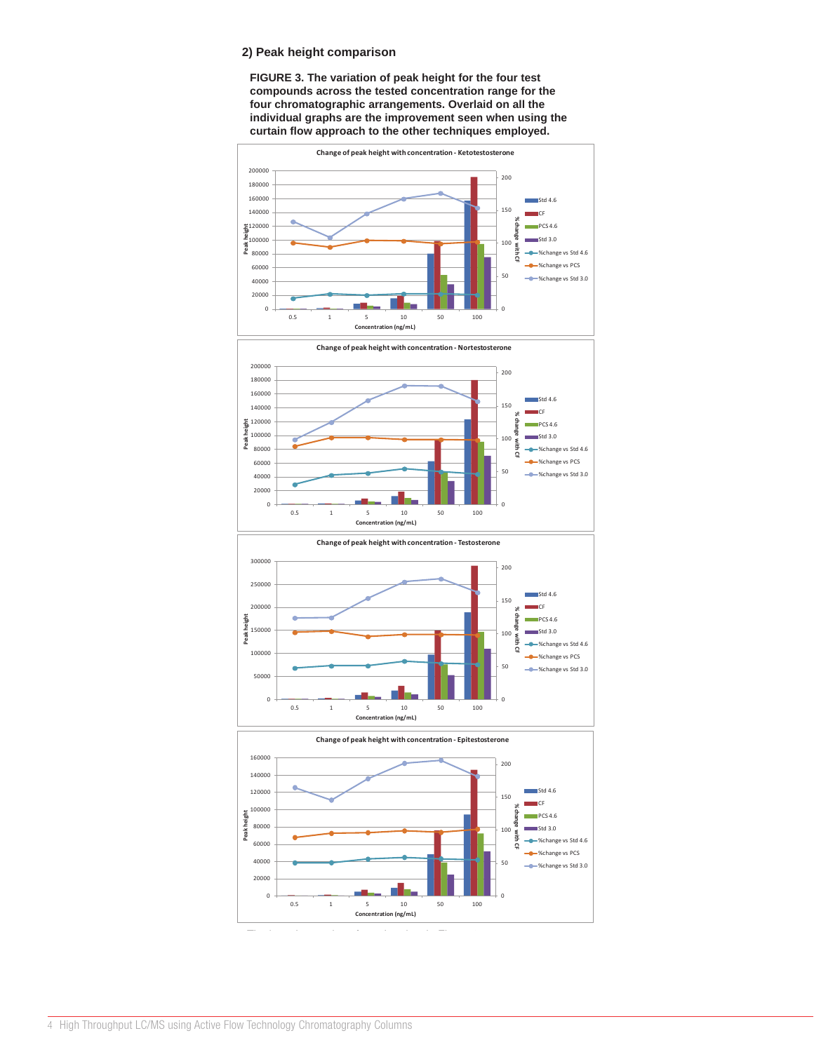## 2) Peak height comparison

**FIGURE 3. The variation of peak height for the four test compounds across the tested concentration range for the four chromatographic arrangements. Overlaid on all the individual graphs are the improvement seen when using the curtain flow approach to the other techniques employed.**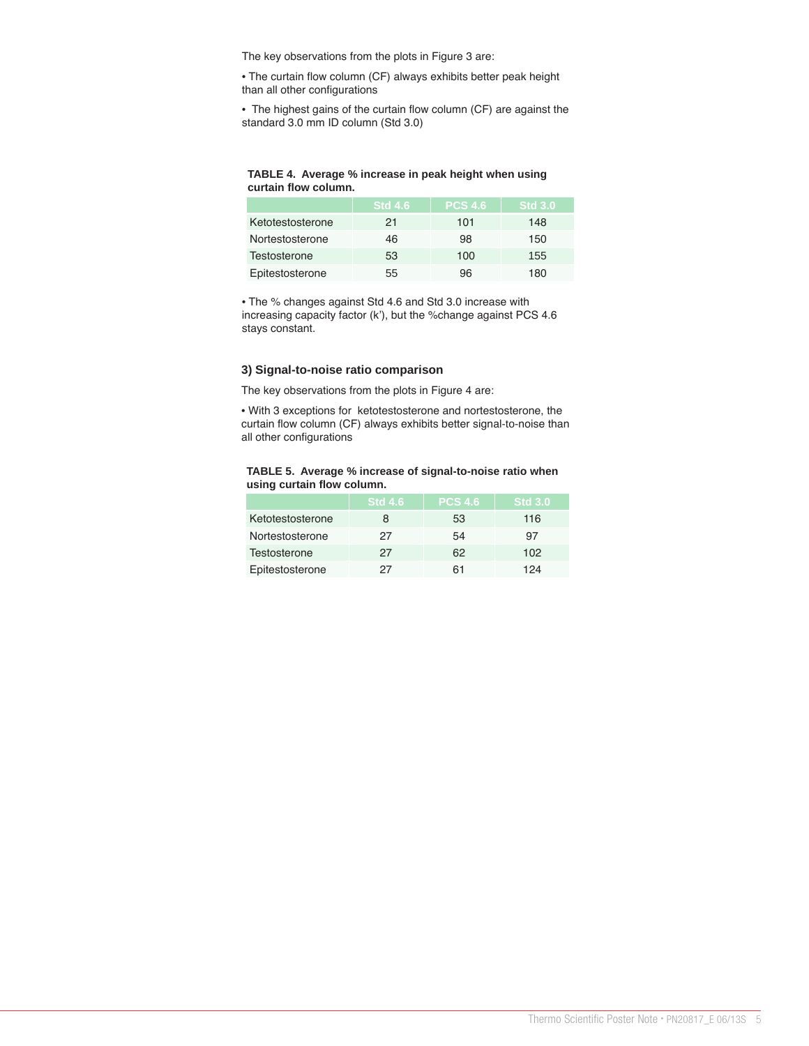The key observations from the plots in Figure 3 are:

- The curtain flow column (CF) always exhibits better peak height than all other configurations
- The highest gains of the curtain flow column (CF) are against the standard 3.0 mm ID column (Std 3.0)

**TABLE 4. Average % increase in peak height when using curtain flow column.**

| | Std 4.6 | PCS 4.6 | Std 3.0 |
|---|---|---|---|
| Ketotestosterone | 21 | 101 | 148 |
| Nortestosterone | 46 | 98 | 150 |
| Testosterone | 53 | 100 | 155 |
| Epitestosterone | 55 | 96 | 180 |

- The % changes against Std 4.6 and Std 3.0 increase with increasing capacity factor (k'), but the %change against PCS 4.6 stays constant.

### 3) Signal-to-noise ratio comparison

The key observations from the plots in Figure 4 are:

- With 3 exceptions for ketotestosterone and nortestosterone, the curtain flow column (CF) always exhibits better signal-to-noise than all other configurations

**TABLE 5. Average % increase of signal-to-noise ratio when using curtain flow column.**

| | Std 4.6 | PCS 4.6 | Std 3.0 |
|---|---|---|---|
| Ketotestosterone | 8 | 53 | 116 |
| Nortestosterone | 27 | 54 | 97 |
| Testosterone | 27 | 62 | 102 |
| Epitestosterone | 27 | 61 | 124 |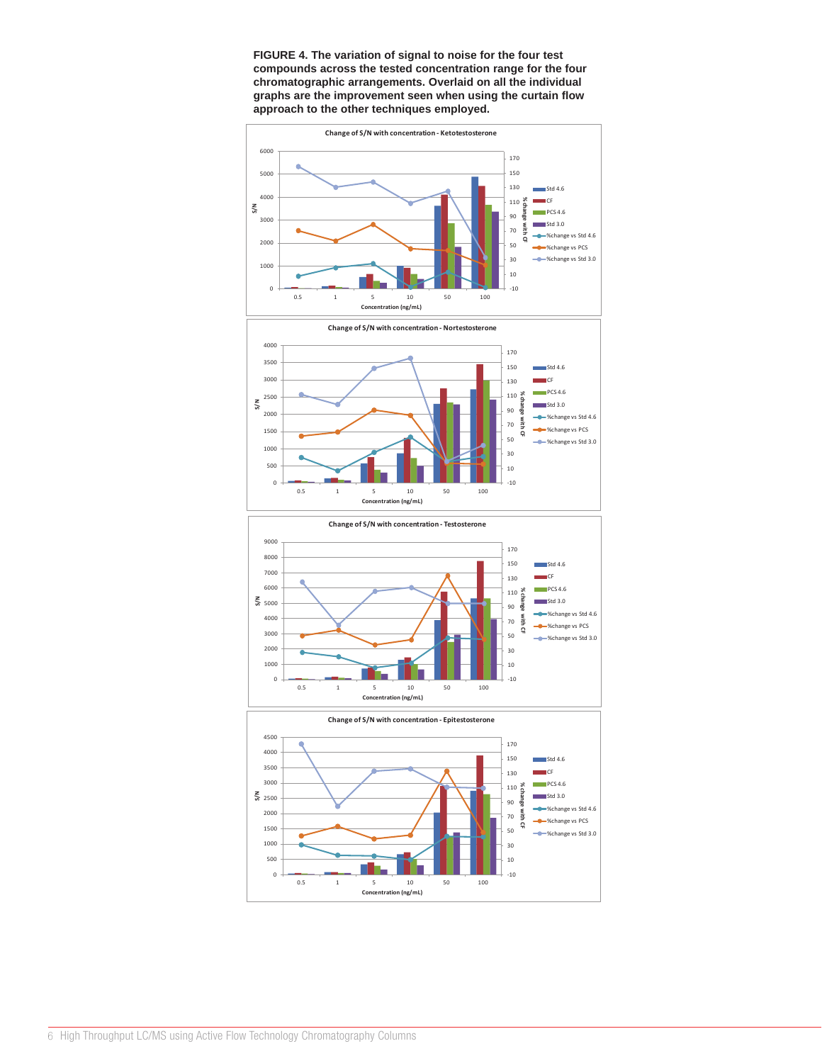**FIGURE 4. The variation of signal to noise for the four test compounds across the tested concentration range for the four chromatographic arrangements. Overlaid on all the individual graphs are the improvement seen when using the curtain flow approach to the other techniques employed.**

Change of S/N with concentration - Ketotestosterone

Change of S/N with concentration - Nortestosterone

Change of S/N with concentration - Testosterone

Change of S/N with concentration - Epitestosterone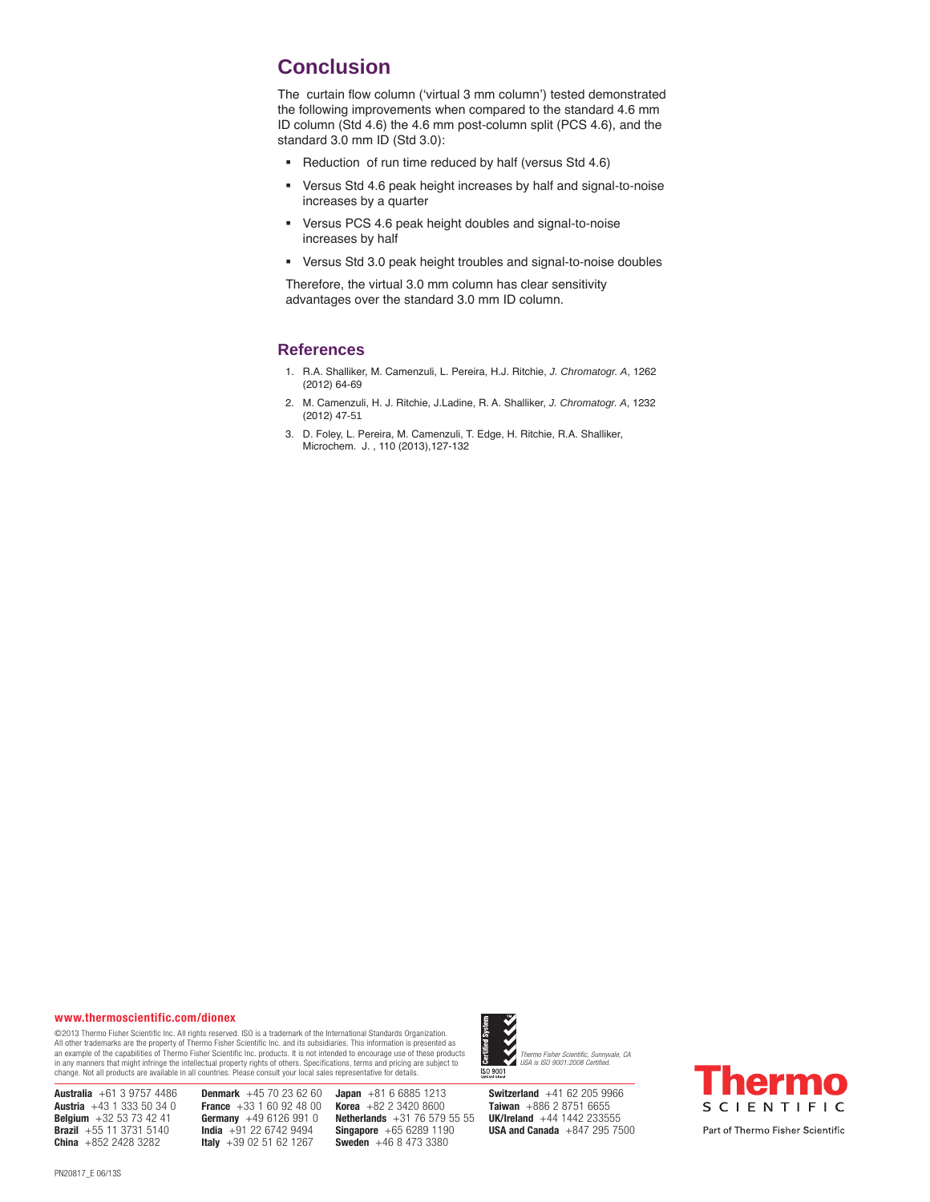## Conclusion

The curtain flow column ('virtual 3 mm column') tested demonstrated the following improvements when compared to the standard 4.6 mm ID column (Std 4.6) the 4.6 mm post-column split (PCS 4.6), and the standard 3.0 mm ID (Std 3.0):

- Reduction of run time reduced by half (versus Std 4.6)
- Versus Std 4.6 peak height increases by half and signal-to-noise increases by a quarter
- Versus PCS 4.6 peak height doubles and signal-to-noise increases by half
- Versus Std 3.0 peak height troubles and signal-to-noise doubles

Therefore, the virtual 3.0 mm column has clear sensitivity advantages over the standard 3.0 mm ID column.

## References

1. R.A. Shalliker, M. Camenzuli, L. Pereira, H.J. Ritchie, *J. Chromatogr. A*, 1262 (2012) 64-69
2. M. Camenzuli, H. J. Ritchie, J.Ladine, R. A. Shalliker, *J. Chromatogr. A*, 1232 (2012) 47-51
3. D. Foley, L. Pereira, M. Camenzuli, T. Edge, H. Ritchie, R.A. Shalliker, Microchem. J. , 110 (2013),127-132

**www.thermoscientific.com/dionex**

©2013 Thermo Fisher Scientific Inc. All rights reserved. ISO is a trademark of the International Standards Organization. All other trademarks are the property of Thermo Fisher Scientific Inc. and its subsidiaries. This information is presented as an example of the capabilities of Thermo Fisher Scientific Inc. products. It is not intended to encourage use of these products in any manners that might infringe the intellectual property rights of others. Specifications, terms and pricing are subject to change. Not all products are available in all countries. Please consult your local sales representative for details.

*Thermo Fisher Scientific, Sunnyvale, CA USA is ISO 9001:2008 Certified.*

**Australia** +61 3 9757 4486
**Austria** +43 1 333 50 34 0
**Belgium** +32 53 73 42 41
**Brazil** +55 11 3731 5140
**China** +852 2428 3282
**Denmark** +45 70 23 62 60
**France** +33 1 60 92 48 00
**Germany** +49 6126 991 0
**India** +91 22 6742 9494
**Italy** +39 02 51 62 1267
**Japan** +81 6 6885 1213
**Korea** +82 2 3420 8600
**Netherlands** +31 76 579 55 55
**Singapore** +65 6289 1190
**Sweden** +46 8 473 3380
**Switzerland** +41 62 205 9966
**Taiwan** +886 2 8751 6655
**UK/Ireland** +44 1442 233555
**USA and Canada** +847 295 7500

Thermo SCIENTIFIC
Part of Thermo Fisher Scientific

PN20817_E 06/13S